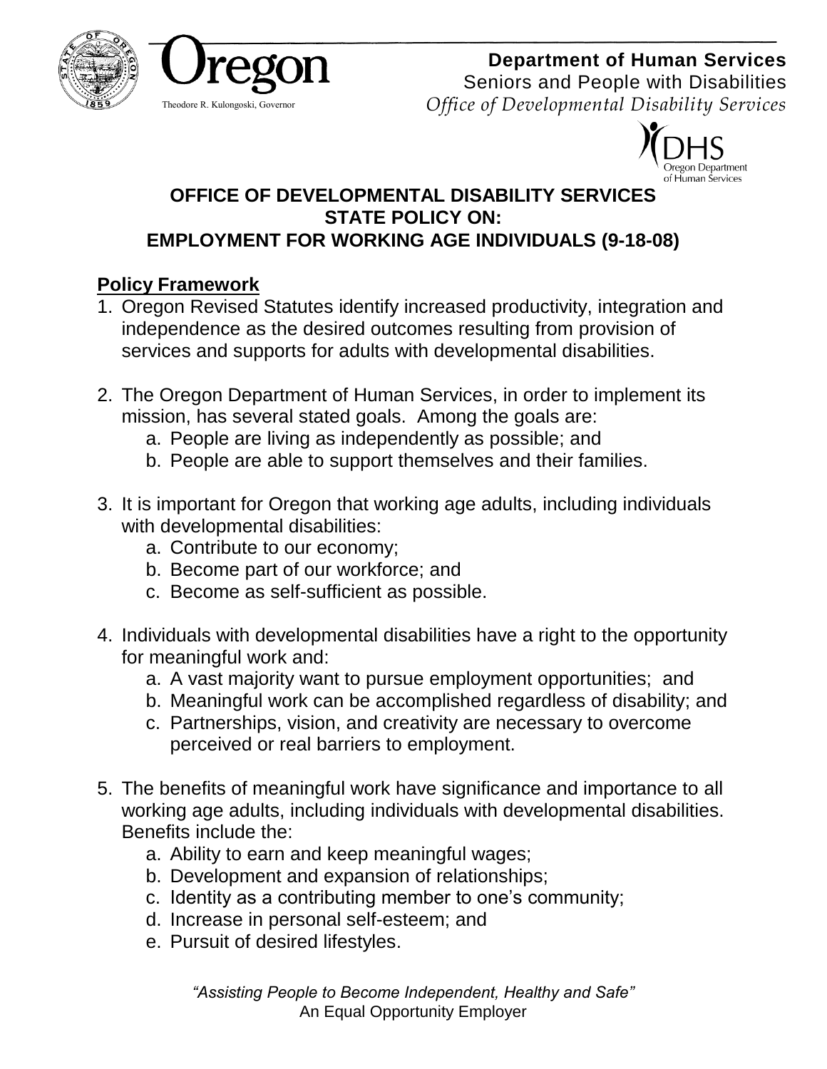Department of Human Services
Seniors and People with Disabilities
*Office of Developmental Disability Services*

Theodore R. Kulongoski, Governor

# OFFICE OF DEVELOPMENTAL DISABILITY SERVICES STATE POLICY ON: EMPLOYMENT FOR WORKING AGE INDIVIDUALS (9-18-08)

## Policy Framework

1. Oregon Revised Statutes identify increased productivity, integration and independence as the desired outcomes resulting from provision of services and supports for adults with developmental disabilities.

2. The Oregon Department of Human Services, in order to implement its mission, has several stated goals. Among the goals are:
   a. People are living as independently as possible; and
   b. People are able to support themselves and their families.

3. It is important for Oregon that working age adults, including individuals with developmental disabilities:
   a. Contribute to our economy;
   b. Become part of our workforce; and
   c. Become as self-sufficient as possible.

4. Individuals with developmental disabilities have a right to the opportunity for meaningful work and:
   a. A vast majority want to pursue employment opportunities; and
   b. Meaningful work can be accomplished regardless of disability; and
   c. Partnerships, vision, and creativity are necessary to overcome perceived or real barriers to employment.

5. The benefits of meaningful work have significance and importance to all working age adults, including individuals with developmental disabilities. Benefits include the:
   a. Ability to earn and keep meaningful wages;
   b. Development and expansion of relationships;
   c. Identity as a contributing member to one's community;
   d. Increase in personal self-esteem; and
   e. Pursuit of desired lifestyles.

*"Assisting People to Become Independent, Healthy and Safe"*
An Equal Opportunity Employer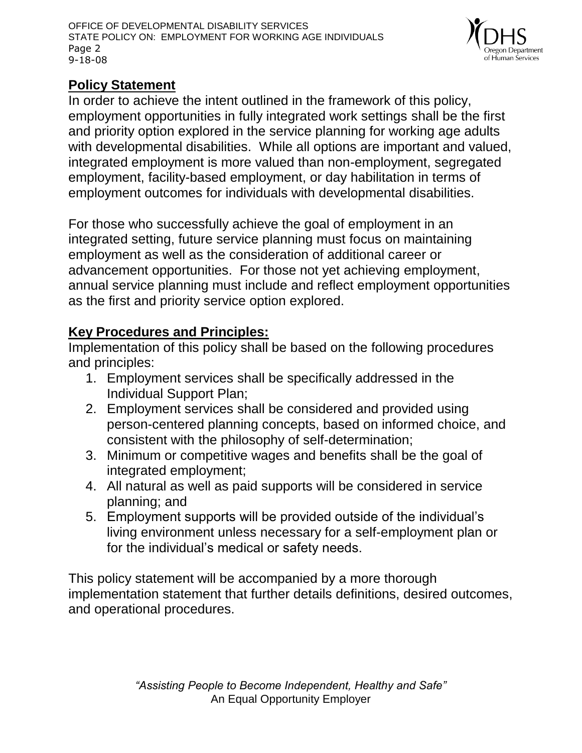## Policy Statement

In order to achieve the intent outlined in the framework of this policy, employment opportunities in fully integrated work settings shall be the first and priority option explored in the service planning for working age adults with developmental disabilities. While all options are important and valued, integrated employment is more valued than non-employment, segregated employment, facility-based employment, or day habilitation in terms of employment outcomes for individuals with developmental disabilities.

For those who successfully achieve the goal of employment in an integrated setting, future service planning must focus on maintaining employment as well as the consideration of additional career or advancement opportunities. For those not yet achieving employment, annual service planning must include and reflect employment opportunities as the first and priority service option explored.

## Key Procedures and Principles:

Implementation of this policy shall be based on the following procedures and principles:

1. Employment services shall be specifically addressed in the Individual Support Plan;
2. Employment services shall be considered and provided using person-centered planning concepts, based on informed choice, and consistent with the philosophy of self-determination;
3. Minimum or competitive wages and benefits shall be the goal of integrated employment;
4. All natural as well as paid supports will be considered in service planning; and
5. Employment supports will be provided outside of the individual's living environment unless necessary for a self-employment plan or for the individual's medical or safety needs.

This policy statement will be accompanied by a more thorough implementation statement that further details definitions, desired outcomes, and operational procedures.